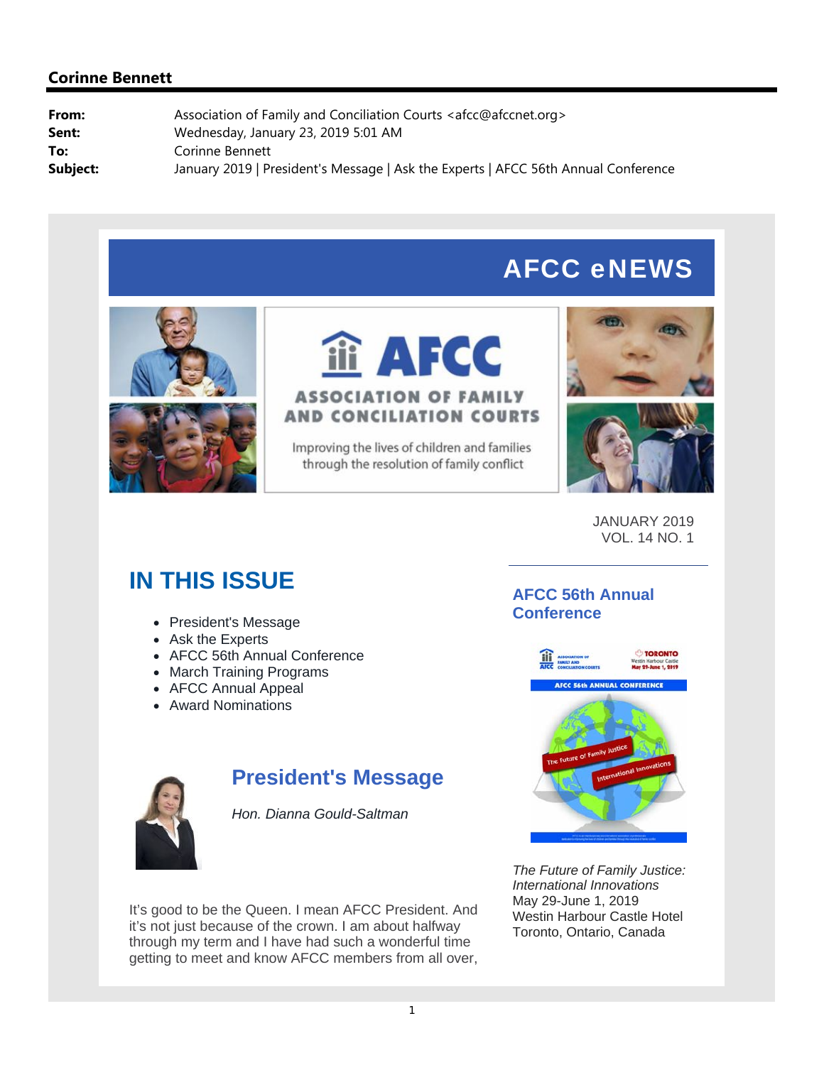**Corinne Bennett**

| | |
|---|---|
| **From:** | Association of Family and Conciliation Courts <afcc@afccnet.org> |
| **Sent:** | Wednesday, January 23, 2019 5:01 AM |
| **To:** | Corinne Bennett |
| **Subject:** | January 2019 \| President's Message \| Ask the Experts \| AFCC 56th Annual Conference |

# AFCC eNEWS

AFCC
ASSOCIATION OF FAMILY AND CONCILIATION COURTS

Improving the lives of children and families through the resolution of family conflict

JANUARY 2019
VOL. 14 NO. 1

## IN THIS ISSUE

- President's Message
- Ask the Experts
- AFCC 56th Annual Conference
- March Training Programs
- AFCC Annual Appeal
- Award Nominations

## President's Message

*Hon. Dianna Gould-Saltman*

It's good to be the Queen. I mean AFCC President. And it's not just because of the crown. I am about halfway through my term and I have had such a wonderful time getting to meet and know AFCC members from all over,

## AFCC 56th Annual Conference

*The Future of Family Justice: International Innovations*
May 29-June 1, 2019
Westin Harbour Castle Hotel
Toronto, Ontario, Canada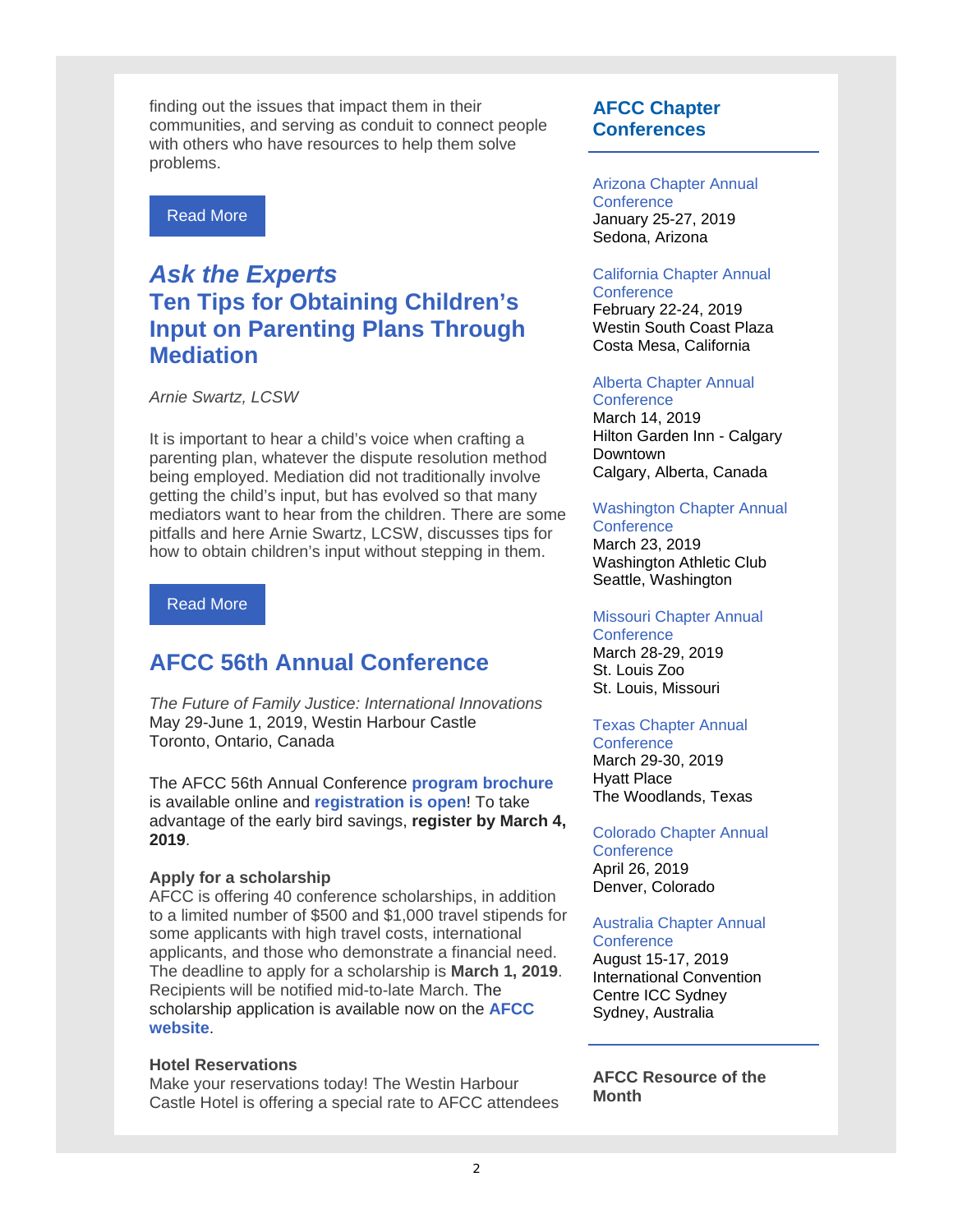finding out the issues that impact them in their communities, and serving as conduit to connect people with others who have resources to help them solve problems.

Read More

## *Ask the Experts*
## Ten Tips for Obtaining Children's Input on Parenting Plans Through Mediation

*Arnie Swartz, LCSW*

It is important to hear a child's voice when crafting a parenting plan, whatever the dispute resolution method being employed. Mediation did not traditionally involve getting the child's input, but has evolved so that many mediators want to hear from the children. There are some pitfalls and here Arnie Swartz, LCSW, discusses tips for how to obtain children's input without stepping in them.

Read More

## AFCC 56th Annual Conference

*The Future of Family Justice: International Innovations*
May 29-June 1, 2019, Westin Harbour Castle
Toronto, Ontario, Canada

The AFCC 56th Annual Conference **program brochure** is available online and **registration is open**! To take advantage of the early bird savings, **register by March 4, 2019**.

**Apply for a scholarship**
AFCC is offering 40 conference scholarships, in addition to a limited number of $500 and $1,000 travel stipends for some applicants with high travel costs, international applicants, and those who demonstrate a financial need. The deadline to apply for a scholarship is **March 1, 2019**. Recipients will be notified mid-to-late March. The scholarship application is available now on the **AFCC website**.

**Hotel Reservations**
Make your reservations today! The Westin Harbour Castle Hotel is offering a special rate to AFCC attendees

## AFCC Chapter Conferences

Arizona Chapter Annual Conference
January 25-27, 2019
Sedona, Arizona

California Chapter Annual Conference
February 22-24, 2019
Westin South Coast Plaza
Costa Mesa, California

Alberta Chapter Annual Conference
March 14, 2019
Hilton Garden Inn - Calgary Downtown
Calgary, Alberta, Canada

Washington Chapter Annual Conference
March 23, 2019
Washington Athletic Club
Seattle, Washington

Missouri Chapter Annual Conference
March 28-29, 2019
St. Louis Zoo
St. Louis, Missouri

Texas Chapter Annual Conference
March 29-30, 2019
Hyatt Place
The Woodlands, Texas

Colorado Chapter Annual Conference
April 26, 2019
Denver, Colorado

Australia Chapter Annual Conference
August 15-17, 2019
International Convention Centre ICC Sydney
Sydney, Australia

**AFCC Resource of the Month**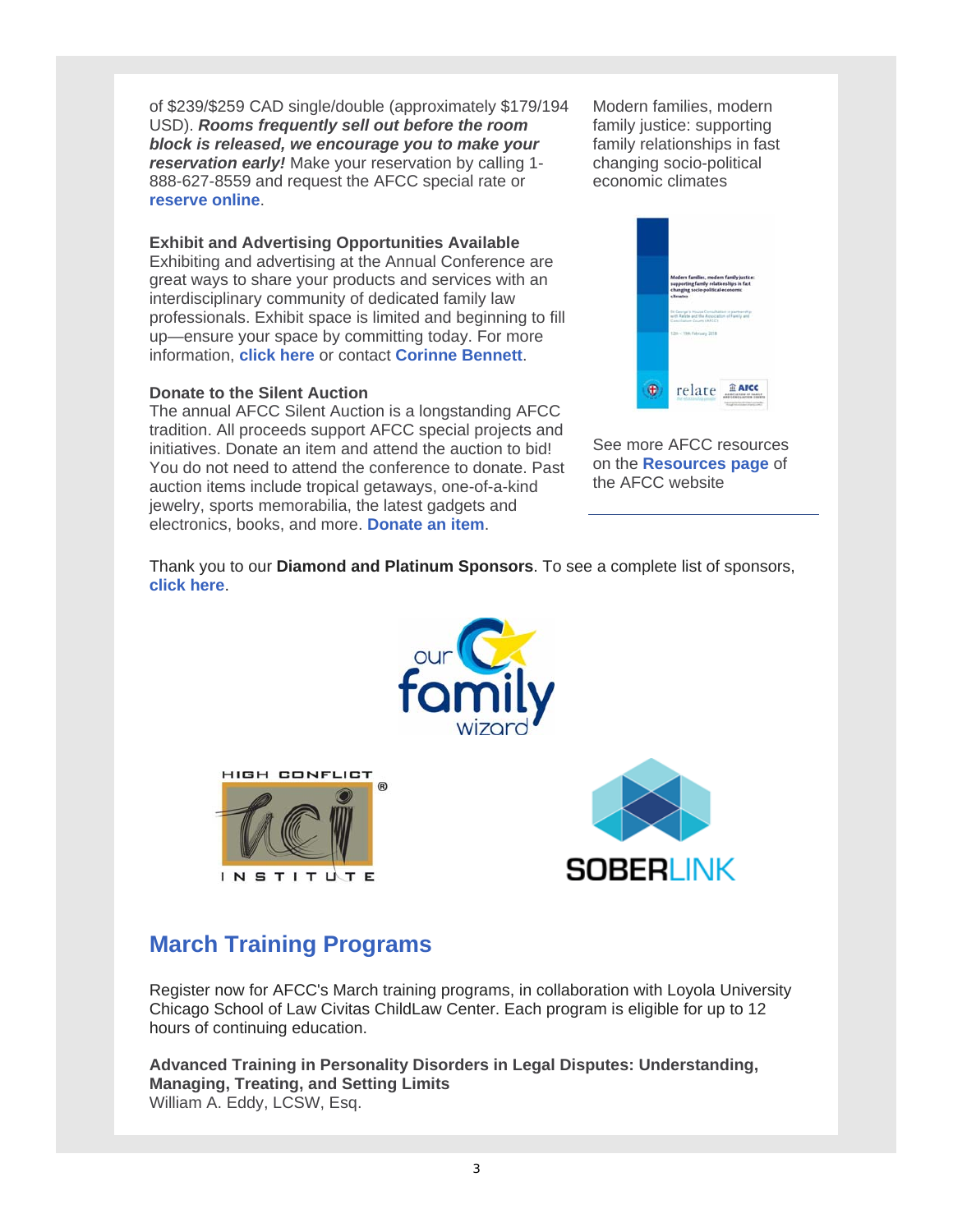of $239/$259 CAD single/double (approximately $179/194 USD). ***Rooms frequently sell out before the room block is released, we encourage you to make your reservation early!*** Make your reservation by calling 1-888-627-8559 and request the AFCC special rate or **reserve online**.

**Exhibit and Advertising Opportunities Available**
Exhibiting and advertising at the Annual Conference are great ways to share your products and services with an interdisciplinary community of dedicated family law professionals. Exhibit space is limited and beginning to fill up—ensure your space by committing today. For more information, **click here** or contact **Corinne Bennett**.

**Donate to the Silent Auction**
The annual AFCC Silent Auction is a longstanding AFCC tradition. All proceeds support AFCC special projects and initiatives. Donate an item and attend the auction to bid! You do not need to attend the conference to donate. Past auction items include tropical getaways, one-of-a-kind jewelry, sports memorabilia, the latest gadgets and electronics, books, and more. **Donate an item**.

Modern families, modern family justice: supporting family relationships in fast changing socio-political economic climates

See more AFCC resources on the **Resources page** of the AFCC website

Thank you to our **Diamond and Platinum Sponsors**. To see a complete list of sponsors, **click here**.

## March Training Programs

Register now for AFCC's March training programs, in collaboration with Loyola University Chicago School of Law Civitas ChildLaw Center. Each program is eligible for up to 12 hours of continuing education.

**Advanced Training in Personality Disorders in Legal Disputes: Understanding, Managing, Treating, and Setting Limits**
William A. Eddy, LCSW, Esq.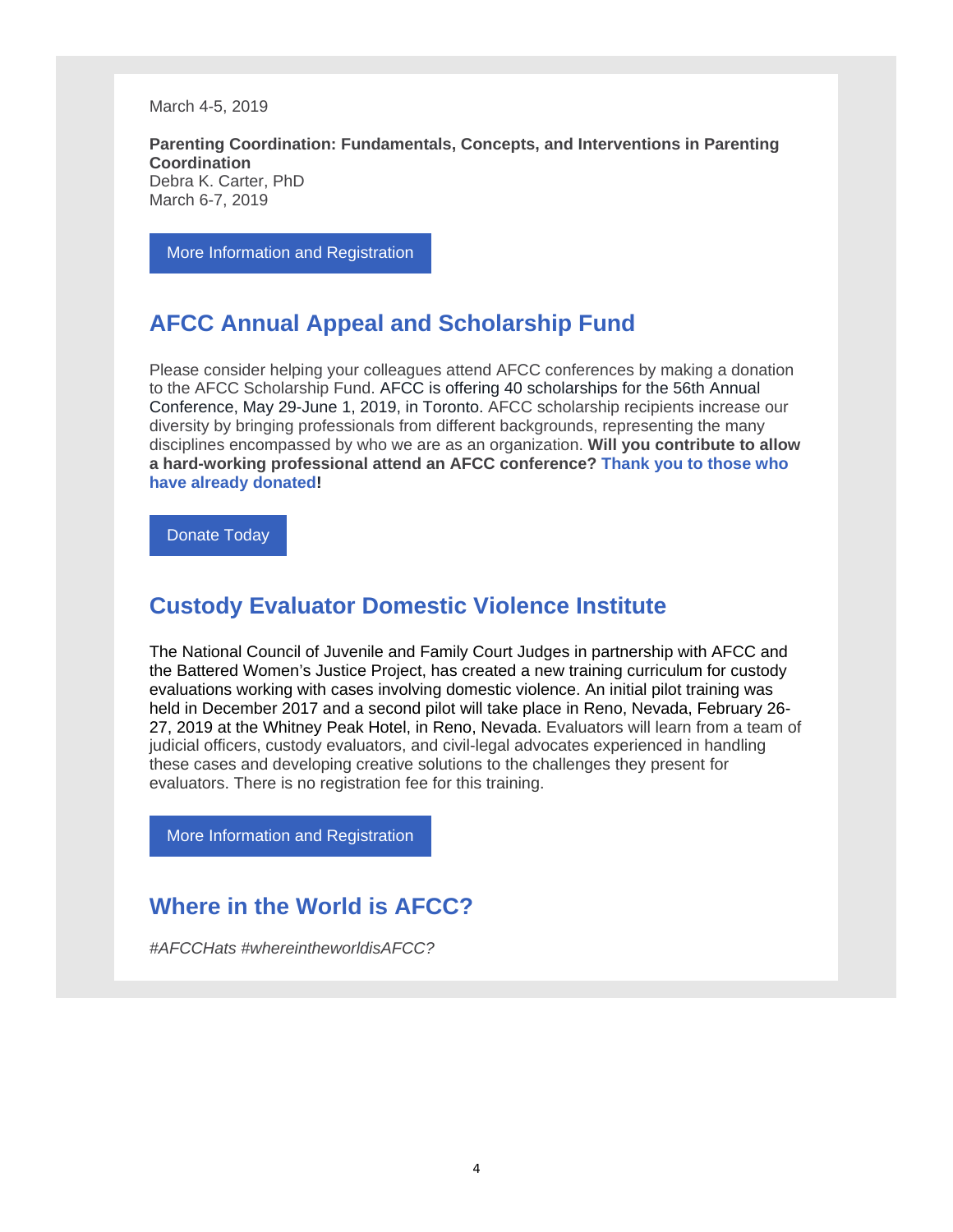March 4-5, 2019

**Parenting Coordination: Fundamentals, Concepts, and Interventions in Parenting Coordination**
Debra K. Carter, PhD
March 6-7, 2019

More Information and Registration

## AFCC Annual Appeal and Scholarship Fund

Please consider helping your colleagues attend AFCC conferences by making a donation to the AFCC Scholarship Fund. AFCC is offering 40 scholarships for the 56th Annual Conference, May 29-June 1, 2019, in Toronto. AFCC scholarship recipients increase our diversity by bringing professionals from different backgrounds, representing the many disciplines encompassed by who we are as an organization. **Will you contribute to allow a hard-working professional attend an AFCC conference? Thank you to those who have already donated!**

Donate Today

## Custody Evaluator Domestic Violence Institute

The National Council of Juvenile and Family Court Judges in partnership with AFCC and the Battered Women's Justice Project, has created a new training curriculum for custody evaluations working with cases involving domestic violence. An initial pilot training was held in December 2017 and a second pilot will take place in Reno, Nevada, February 26-27, 2019 at the Whitney Peak Hotel, in Reno, Nevada. Evaluators will learn from a team of judicial officers, custody evaluators, and civil-legal advocates experienced in handling these cases and developing creative solutions to the challenges they present for evaluators. There is no registration fee for this training.

More Information and Registration

## Where in the World is AFCC?

*#AFCCHats #whereintheworldisAFCC?*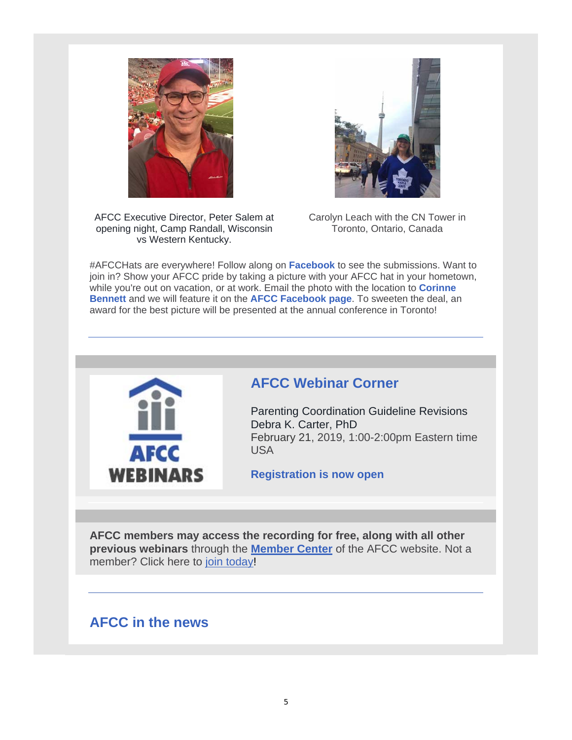AFCC Executive Director, Peter Salem at opening night, Camp Randall, Wisconsin vs Western Kentucky.

Carolyn Leach with the CN Tower in Toronto, Ontario, Canada

#AFCCHats are everywhere! Follow along on **Facebook** to see the submissions. Want to join in? Show your AFCC pride by taking a picture with your AFCC hat in your hometown, while you're out on vacation, or at work. Email the photo with the location to **Corinne Bennett** and we will feature it on the **AFCC Facebook page**. To sweeten the deal, an award for the best picture will be presented at the annual conference in Toronto!

---

## AFCC Webinar Corner

Parenting Coordination Guideline Revisions
Debra K. Carter, PhD
February 21, 2019, 1:00-2:00pm Eastern time USA

**Registration is now open**

**AFCC members may access the recording for free, along with all other previous webinars** through the **Member Center** of the AFCC website. Not a member? Click here to join today!

---

## AFCC in the news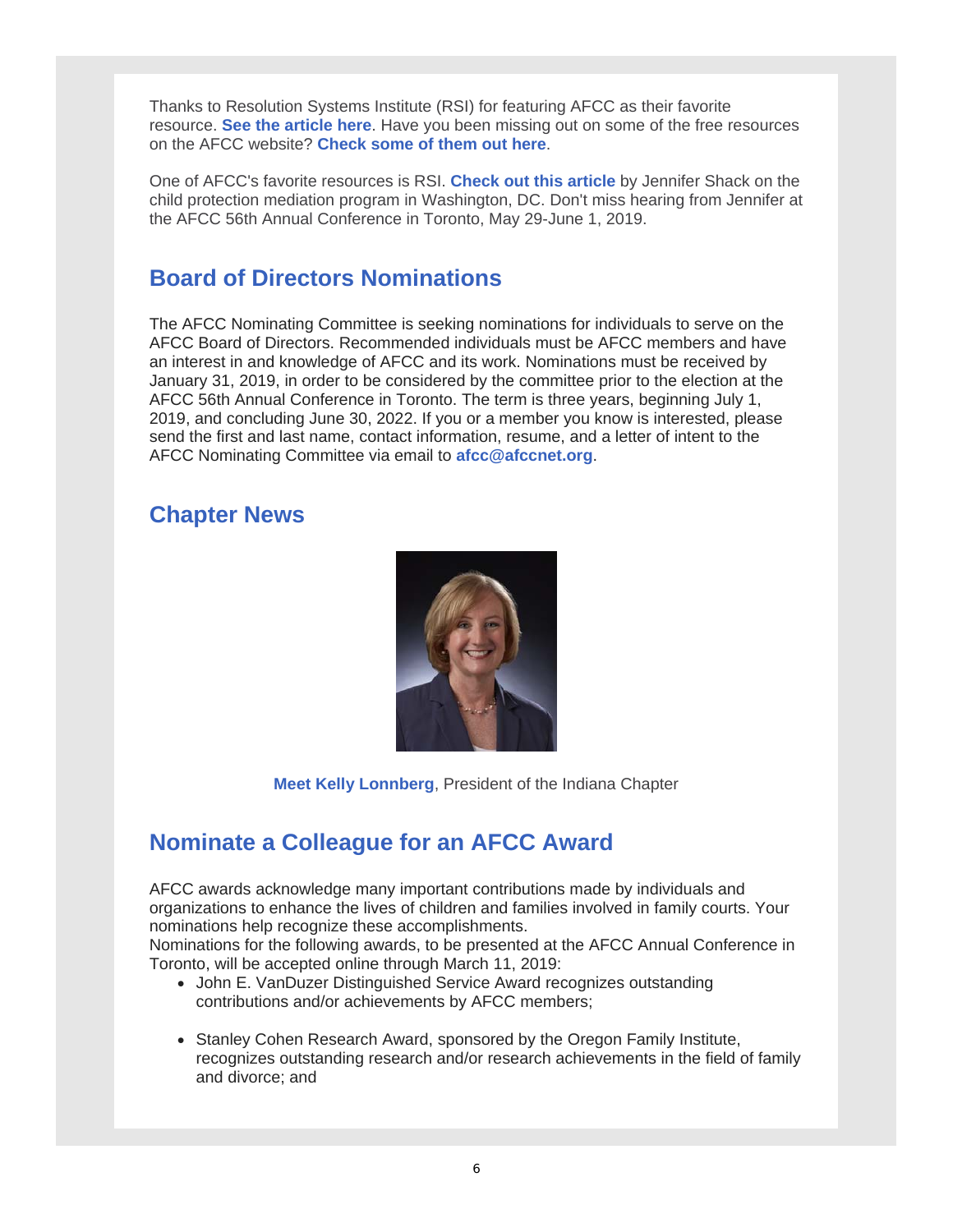Thanks to Resolution Systems Institute (RSI) for featuring AFCC as their favorite resource. **See the article here**. Have you been missing out on some of the free resources on the AFCC website? **Check some of them out here**.

One of AFCC's favorite resources is RSI. **Check out this article** by Jennifer Shack on the child protection mediation program in Washington, DC. Don't miss hearing from Jennifer at the AFCC 56th Annual Conference in Toronto, May 29-June 1, 2019.

## Board of Directors Nominations

The AFCC Nominating Committee is seeking nominations for individuals to serve on the AFCC Board of Directors. Recommended individuals must be AFCC members and have an interest in and knowledge of AFCC and its work. Nominations must be received by January 31, 2019, in order to be considered by the committee prior to the election at the AFCC 56th Annual Conference in Toronto. The term is three years, beginning July 1, 2019, and concluding June 30, 2022. If you or a member you know is interested, please send the first and last name, contact information, resume, and a letter of intent to the AFCC Nominating Committee via email to **afcc@afccnet.org**.

## Chapter News

**Meet Kelly Lonnberg**, President of the Indiana Chapter

## Nominate a Colleague for an AFCC Award

AFCC awards acknowledge many important contributions made by individuals and organizations to enhance the lives of children and families involved in family courts. Your nominations help recognize these accomplishments.

Nominations for the following awards, to be presented at the AFCC Annual Conference in Toronto, will be accepted online through March 11, 2019:

- John E. VanDuzer Distinguished Service Award recognizes outstanding contributions and/or achievements by AFCC members;
- Stanley Cohen Research Award, sponsored by the Oregon Family Institute, recognizes outstanding research and/or research achievements in the field of family and divorce; and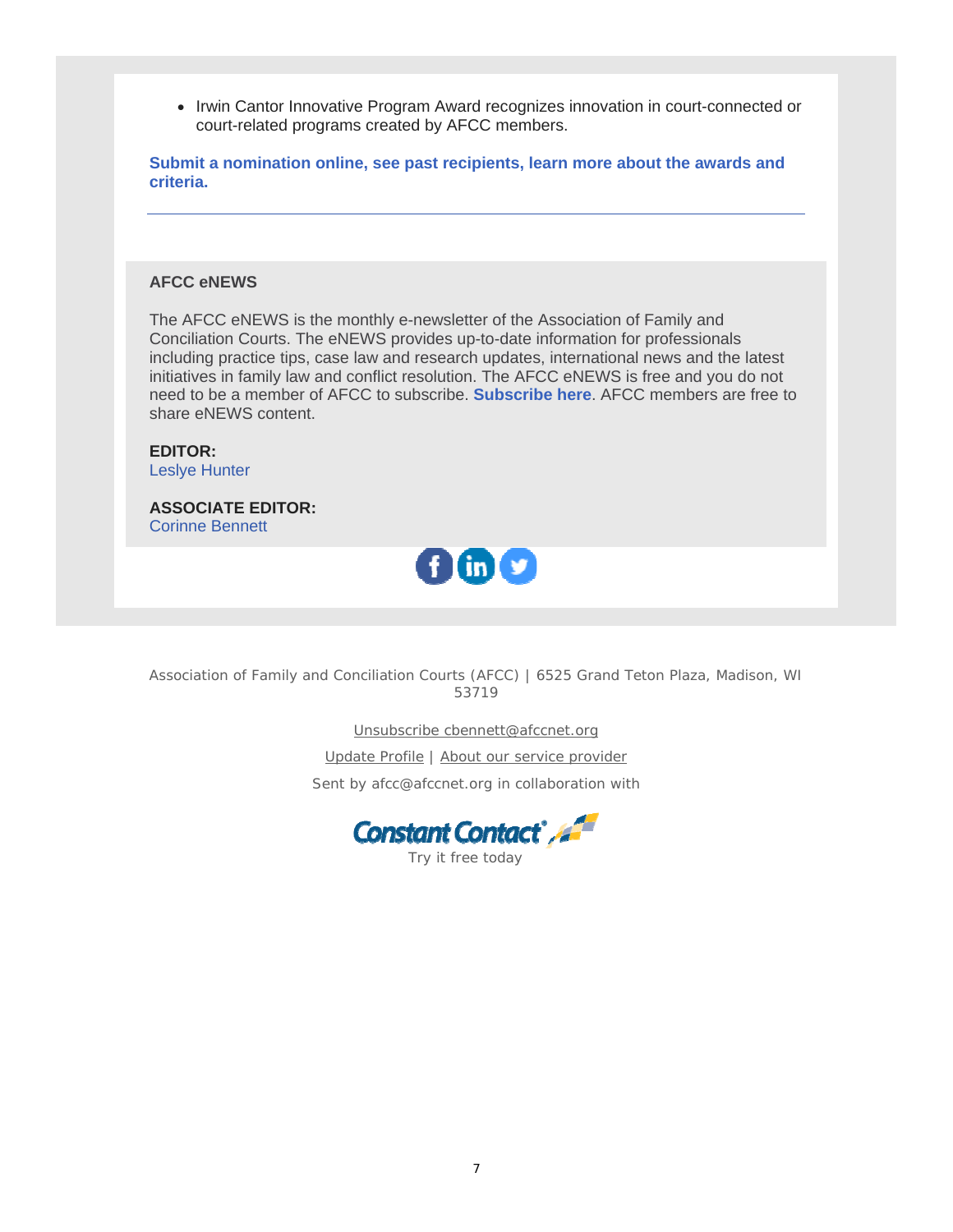- Irwin Cantor Innovative Program Award recognizes innovation in court-connected or court-related programs created by AFCC members.

**Submit a nomination online, see past recipients, learn more about the awards and criteria.**

---

**AFCC eNEWS**

The AFCC eNEWS is the monthly e-newsletter of the Association of Family and Conciliation Courts. The eNEWS provides up-to-date information for professionals including practice tips, case law and research updates, international news and the latest initiatives in family law and conflict resolution. The AFCC eNEWS is free and you do not need to be a member of AFCC to subscribe. **Subscribe here**. AFCC members are free to share eNEWS content.

**EDITOR:**
Leslye Hunter

**ASSOCIATE EDITOR:**
Corinne Bennett

Association of Family and Conciliation Courts (AFCC) | 6525 Grand Teton Plaza, Madison, WI 53719

Unsubscribe cbennett@afccnet.org

Update Profile | About our service provider

Sent by afcc@afccnet.org in collaboration with

Constant Contact

Try it free today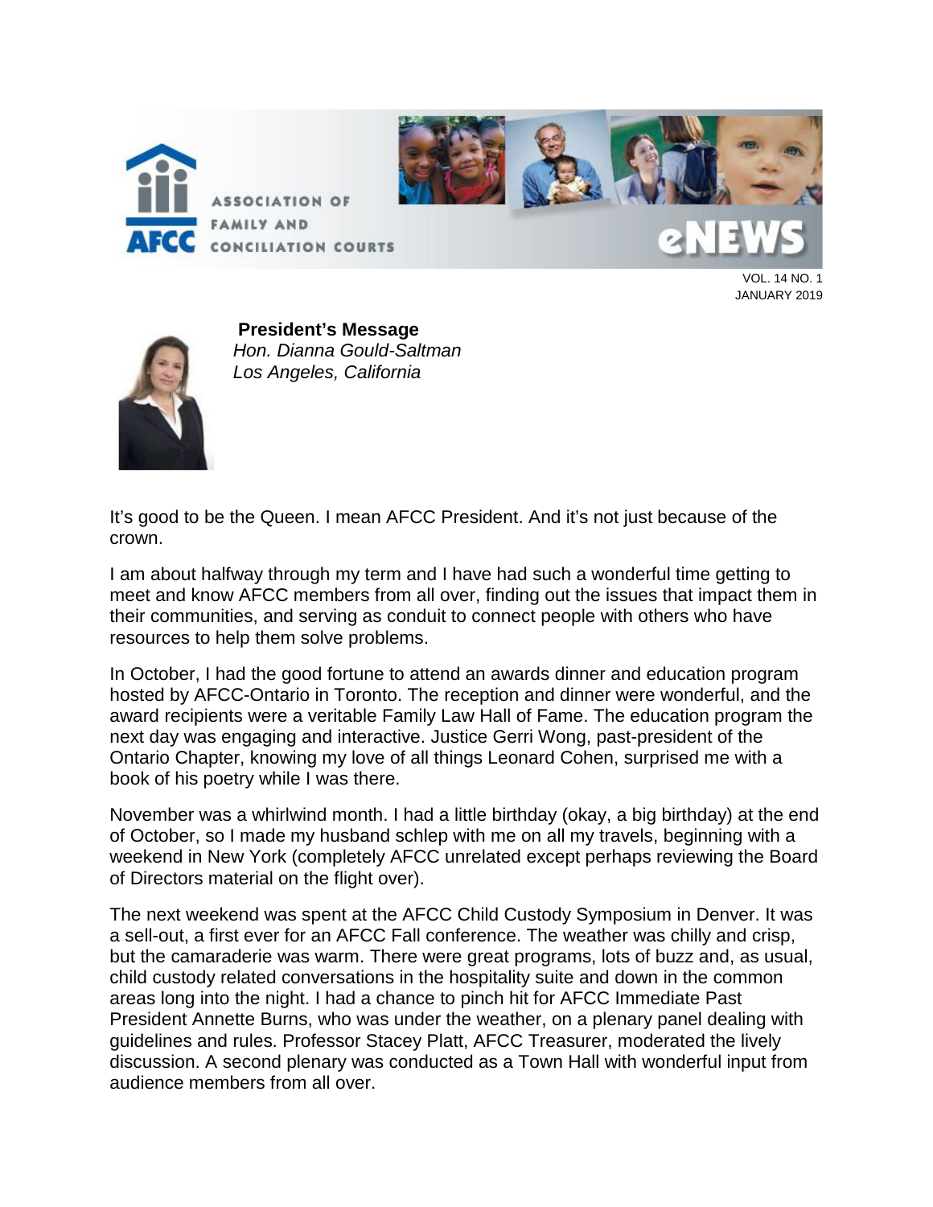ASSOCIATION OF FAMILY AND CONCILIATION COURTS

# eNEWS

VOL. 14 NO. 1
JANUARY 2019

## President's Message

*Hon. Dianna Gould-Saltman*
*Los Angeles, California*

It's good to be the Queen. I mean AFCC President. And it's not just because of the crown.

I am about halfway through my term and I have had such a wonderful time getting to meet and know AFCC members from all over, finding out the issues that impact them in their communities, and serving as conduit to connect people with others who have resources to help them solve problems.

In October, I had the good fortune to attend an awards dinner and education program hosted by AFCC-Ontario in Toronto. The reception and dinner were wonderful, and the award recipients were a veritable Family Law Hall of Fame. The education program the next day was engaging and interactive. Justice Gerri Wong, past-president of the Ontario Chapter, knowing my love of all things Leonard Cohen, surprised me with a book of his poetry while I was there.

November was a whirlwind month. I had a little birthday (okay, a big birthday) at the end of October, so I made my husband schlep with me on all my travels, beginning with a weekend in New York (completely AFCC unrelated except perhaps reviewing the Board of Directors material on the flight over).

The next weekend was spent at the AFCC Child Custody Symposium in Denver. It was a sell-out, a first ever for an AFCC Fall conference. The weather was chilly and crisp, but the camaraderie was warm. There were great programs, lots of buzz and, as usual, child custody related conversations in the hospitality suite and down in the common areas long into the night. I had a chance to pinch hit for AFCC Immediate Past President Annette Burns, who was under the weather, on a plenary panel dealing with guidelines and rules. Professor Stacey Platt, AFCC Treasurer, moderated the lively discussion. A second plenary was conducted as a Town Hall with wonderful input from audience members from all over.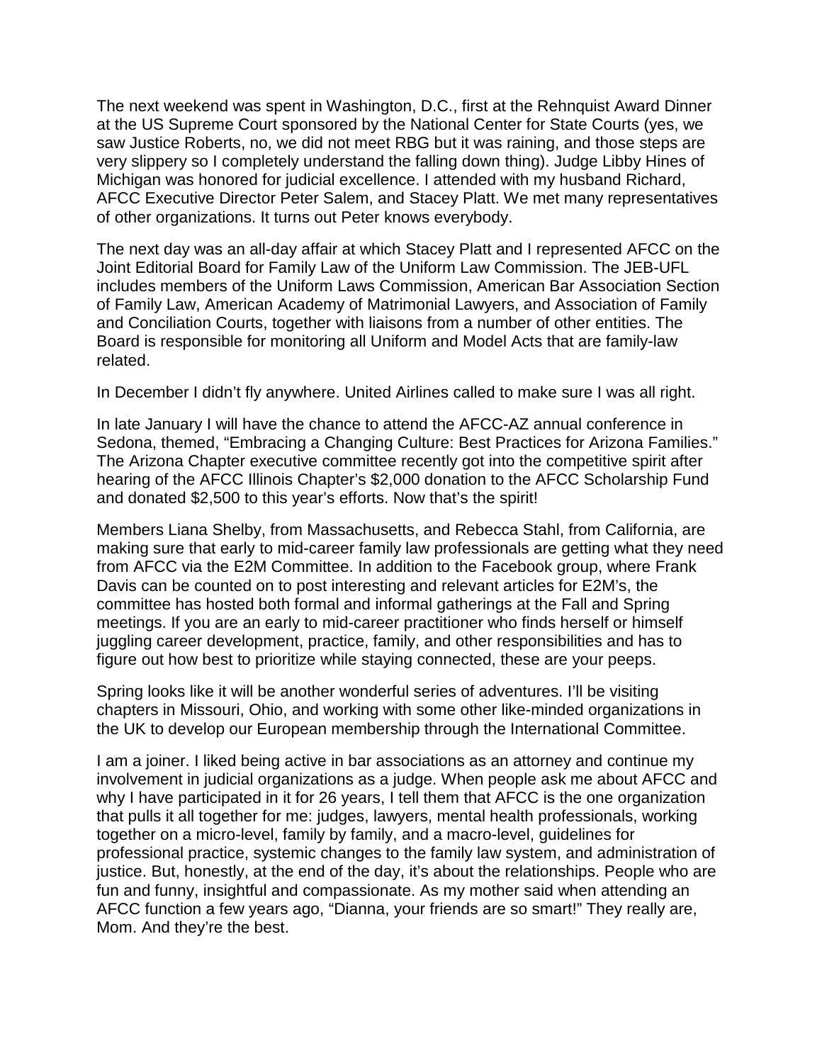The next weekend was spent in Washington, D.C., first at the Rehnquist Award Dinner at the US Supreme Court sponsored by the National Center for State Courts (yes, we saw Justice Roberts, no, we did not meet RBG but it was raining, and those steps are very slippery so I completely understand the falling down thing). Judge Libby Hines of Michigan was honored for judicial excellence. I attended with my husband Richard, AFCC Executive Director Peter Salem, and Stacey Platt. We met many representatives of other organizations. It turns out Peter knows everybody.

The next day was an all-day affair at which Stacey Platt and I represented AFCC on the Joint Editorial Board for Family Law of the Uniform Law Commission. The JEB-UFL includes members of the Uniform Laws Commission, American Bar Association Section of Family Law, American Academy of Matrimonial Lawyers, and Association of Family and Conciliation Courts, together with liaisons from a number of other entities. The Board is responsible for monitoring all Uniform and Model Acts that are family-law related.

In December I didn't fly anywhere. United Airlines called to make sure I was all right.

In late January I will have the chance to attend the AFCC-AZ annual conference in Sedona, themed, "Embracing a Changing Culture: Best Practices for Arizona Families." The Arizona Chapter executive committee recently got into the competitive spirit after hearing of the AFCC Illinois Chapter's $2,000 donation to the AFCC Scholarship Fund and donated $2,500 to this year's efforts. Now that's the spirit!

Members Liana Shelby, from Massachusetts, and Rebecca Stahl, from California, are making sure that early to mid-career family law professionals are getting what they need from AFCC via the E2M Committee. In addition to the Facebook group, where Frank Davis can be counted on to post interesting and relevant articles for E2M's, the committee has hosted both formal and informal gatherings at the Fall and Spring meetings. If you are an early to mid-career practitioner who finds herself or himself juggling career development, practice, family, and other responsibilities and has to figure out how best to prioritize while staying connected, these are your peeps.

Spring looks like it will be another wonderful series of adventures. I'll be visiting chapters in Missouri, Ohio, and working with some other like-minded organizations in the UK to develop our European membership through the International Committee.

I am a joiner. I liked being active in bar associations as an attorney and continue my involvement in judicial organizations as a judge. When people ask me about AFCC and why I have participated in it for 26 years, I tell them that AFCC is the one organization that pulls it all together for me: judges, lawyers, mental health professionals, working together on a micro-level, family by family, and a macro-level, guidelines for professional practice, systemic changes to the family law system, and administration of justice. But, honestly, at the end of the day, it's about the relationships. People who are fun and funny, insightful and compassionate. As my mother said when attending an AFCC function a few years ago, "Dianna, your friends are so smart!" They really are, Mom. And they're the best.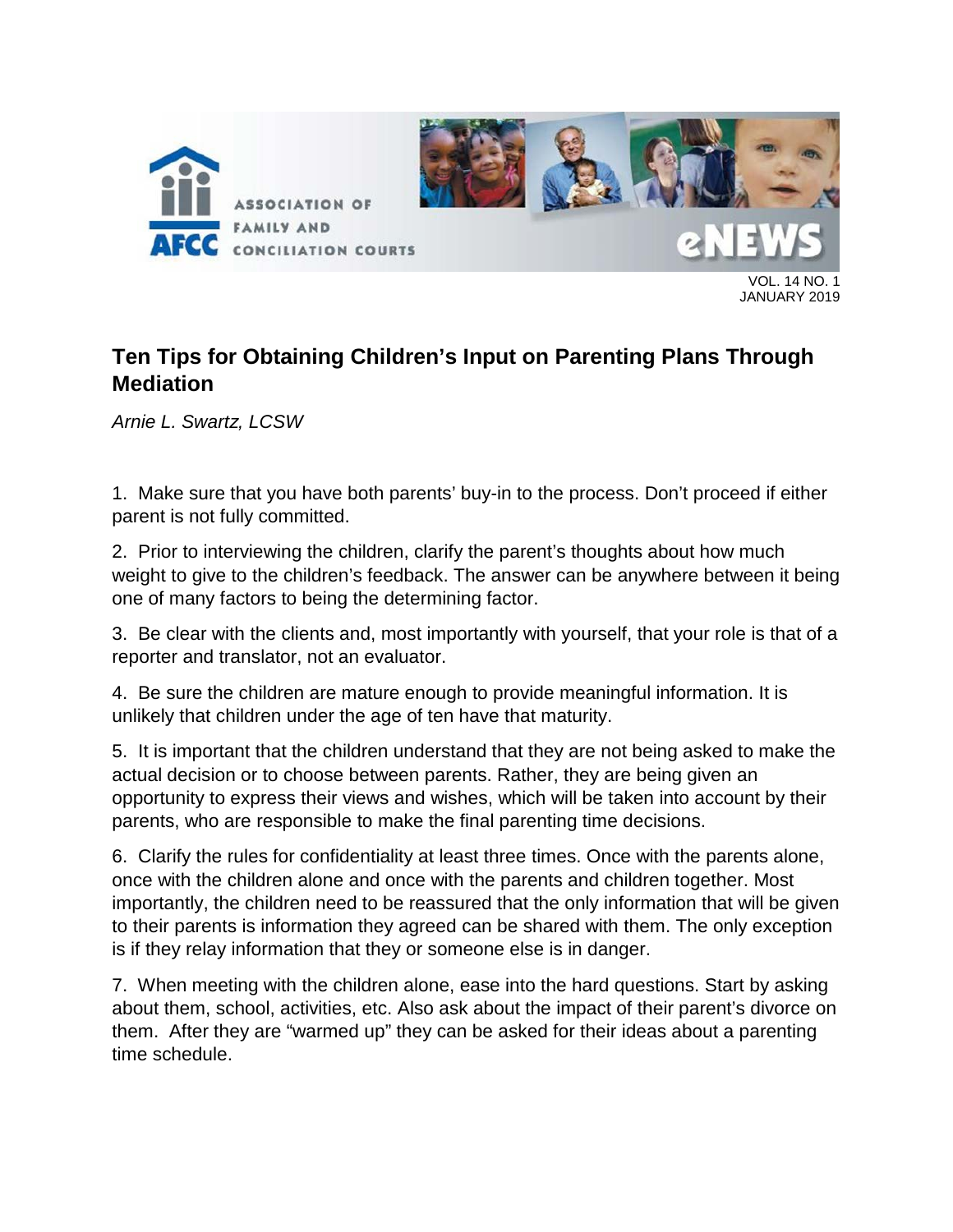## Ten Tips for Obtaining Children's Input on Parenting Plans Through Mediation

*Arnie L. Swartz, LCSW*

1. Make sure that you have both parents' buy-in to the process. Don't proceed if either parent is not fully committed.

2. Prior to interviewing the children, clarify the parent's thoughts about how much weight to give to the children's feedback. The answer can be anywhere between it being one of many factors to being the determining factor.

3. Be clear with the clients and, most importantly with yourself, that your role is that of a reporter and translator, not an evaluator.

4. Be sure the children are mature enough to provide meaningful information. It is unlikely that children under the age of ten have that maturity.

5. It is important that the children understand that they are not being asked to make the actual decision or to choose between parents. Rather, they are being given an opportunity to express their views and wishes, which will be taken into account by their parents, who are responsible to make the final parenting time decisions.

6. Clarify the rules for confidentiality at least three times. Once with the parents alone, once with the children alone and once with the parents and children together. Most importantly, the children need to be reassured that the only information that will be given to their parents is information they agreed can be shared with them. The only exception is if they relay information that they or someone else is in danger.

7. When meeting with the children alone, ease into the hard questions. Start by asking about them, school, activities, etc. Also ask about the impact of their parent's divorce on them. After they are "warmed up" they can be asked for their ideas about a parenting time schedule.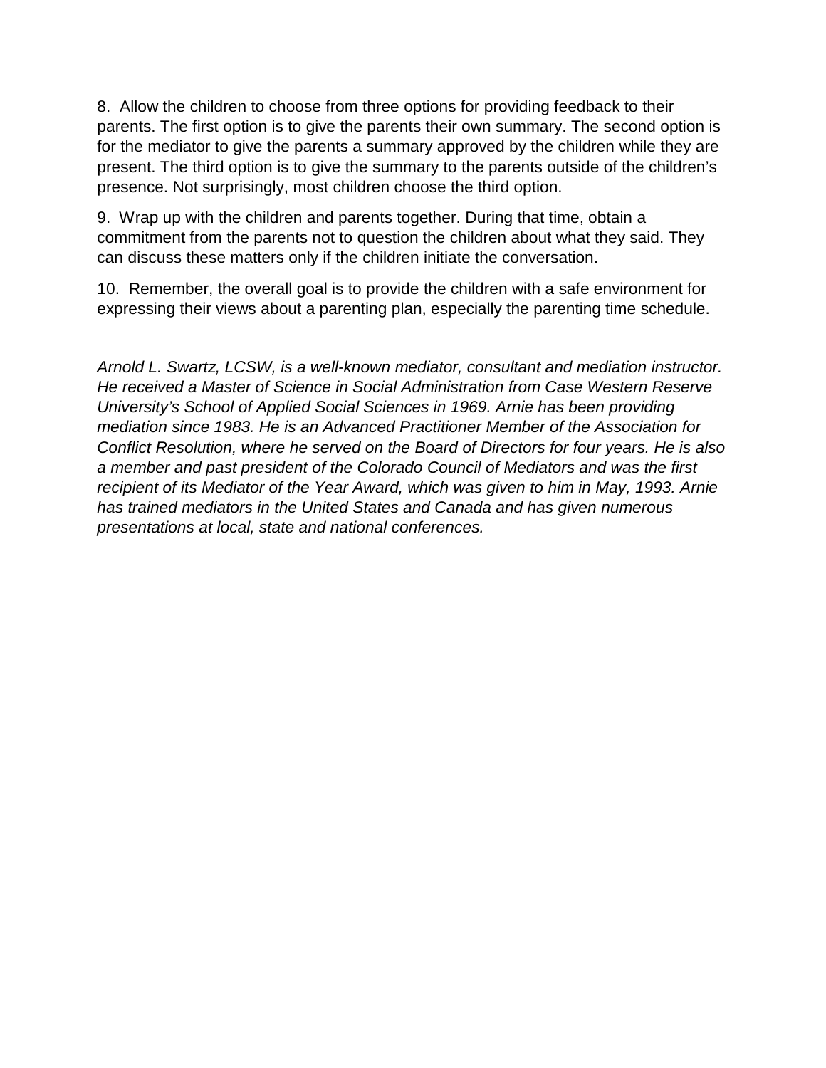8. Allow the children to choose from three options for providing feedback to their parents. The first option is to give the parents their own summary. The second option is for the mediator to give the parents a summary approved by the children while they are present. The third option is to give the summary to the parents outside of the children's presence. Not surprisingly, most children choose the third option.

9. Wrap up with the children and parents together. During that time, obtain a commitment from the parents not to question the children about what they said. They can discuss these matters only if the children initiate the conversation.

10. Remember, the overall goal is to provide the children with a safe environment for expressing their views about a parenting plan, especially the parenting time schedule.

*Arnold L. Swartz, LCSW, is a well-known mediator, consultant and mediation instructor. He received a Master of Science in Social Administration from Case Western Reserve University's School of Applied Social Sciences in 1969. Arnie has been providing mediation since 1983. He is an Advanced Practitioner Member of the Association for Conflict Resolution, where he served on the Board of Directors for four years. He is also a member and past president of the Colorado Council of Mediators and was the first recipient of its Mediator of the Year Award, which was given to him in May, 1993. Arnie has trained mediators in the United States and Canada and has given numerous presentations at local, state and national conferences.*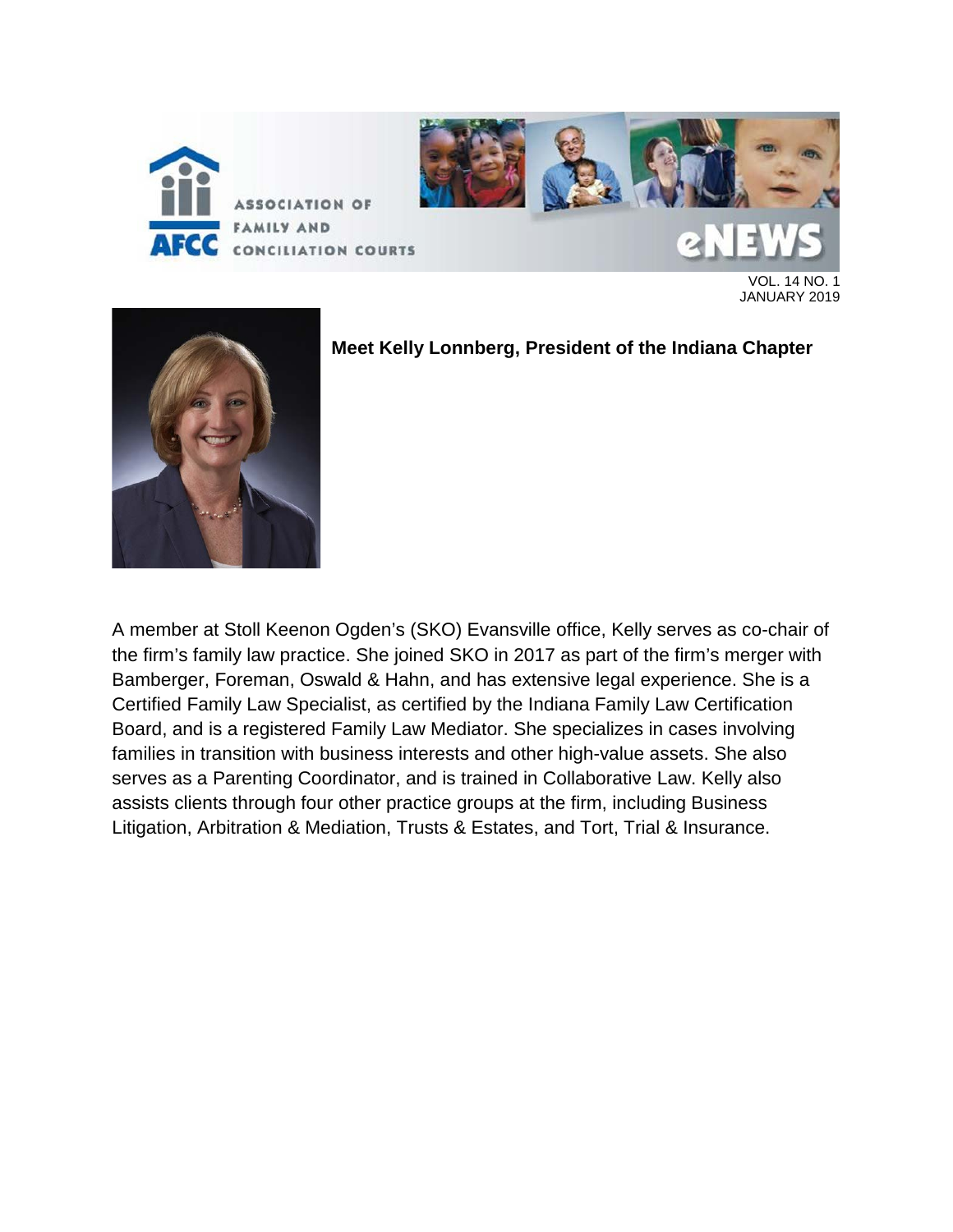## Meet Kelly Lonnberg, President of the Indiana Chapter

A member at Stoll Keenon Ogden's (SKO) Evansville office, Kelly serves as co-chair of the firm's family law practice. She joined SKO in 2017 as part of the firm's merger with Bamberger, Foreman, Oswald & Hahn, and has extensive legal experience. She is a Certified Family Law Specialist, as certified by the Indiana Family Law Certification Board, and is a registered Family Law Mediator. She specializes in cases involving families in transition with business interests and other high-value assets. She also serves as a Parenting Coordinator, and is trained in Collaborative Law. Kelly also assists clients through four other practice groups at the firm, including Business Litigation, Arbitration & Mediation, Trusts & Estates, and Tort, Trial & Insurance.